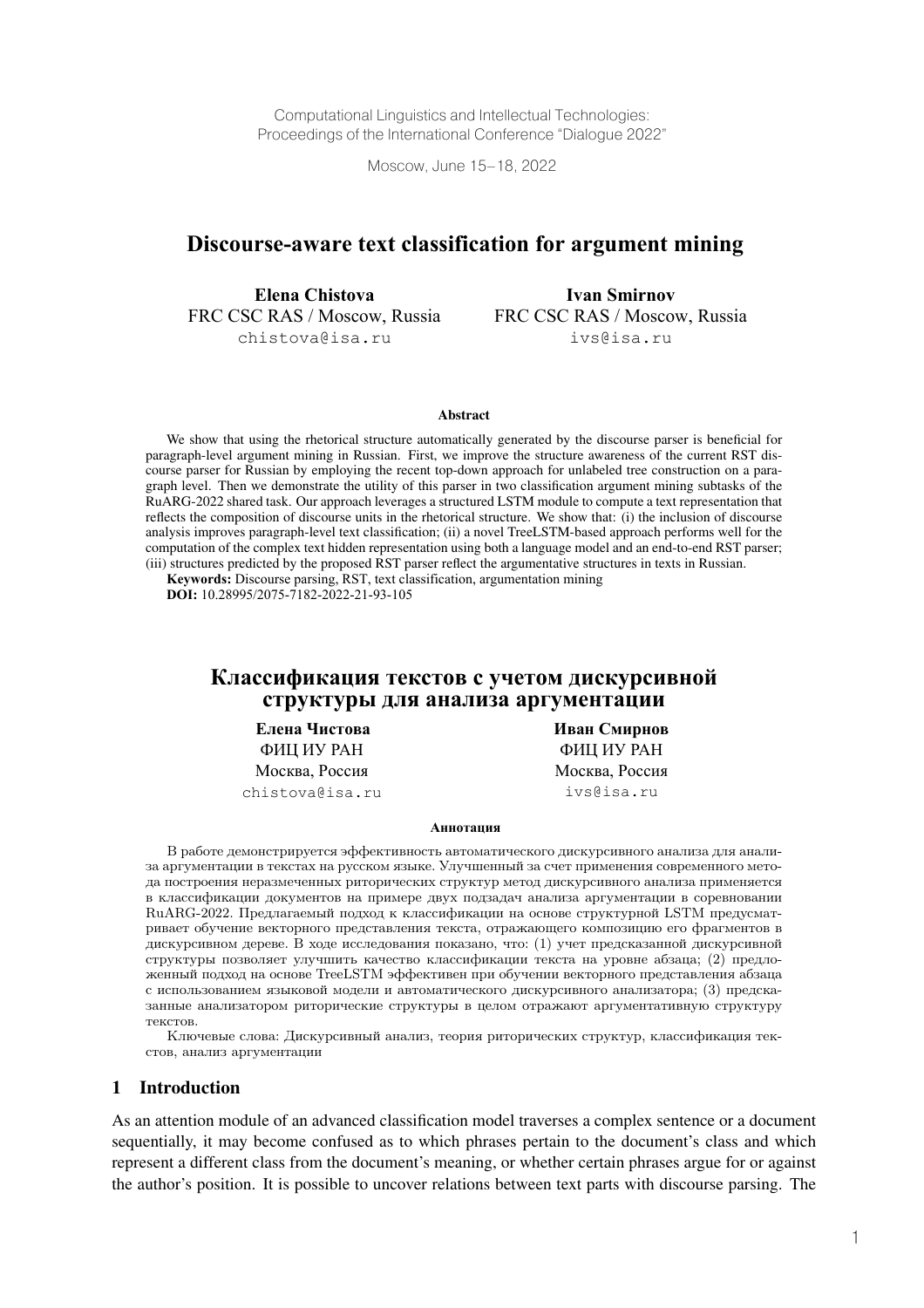Computational Linguistics and Intellectual Technologies:
Proceedings of the International Conference "Dialogue 2022"

Moscow, June 15–18, 2022

# Discourse-aware text classification for argument mining

**Elena Chistova**
FRC CSC RAS / Moscow, Russia
chistova@isa.ru

**Ivan Smirnov**
FRC CSC RAS / Moscow, Russia
ivs@isa.ru

### Abstract

We show that using the rhetorical structure automatically generated by the discourse parser is beneficial for paragraph-level argument mining in Russian. First, we improve the structure awareness of the current RST discourse parser for Russian by employing the recent top-down approach for unlabeled tree construction on a paragraph level. Then we demonstrate the utility of this parser in two classification argument mining subtasks of the RuARG-2022 shared task. Our approach leverages a structured LSTM module to compute a text representation that reflects the composition of discourse units in the rhetorical structure. We show that: (i) the inclusion of discourse analysis improves paragraph-level text classification; (ii) a novel TreeLSTM-based approach performs well for the computation of the complex text hidden representation using both a language model and an end-to-end RST parser; (iii) structures predicted by the proposed RST parser reflect the argumentative structures in texts in Russian.

**Keywords:** Discourse parsing, RST, text classification, argumentation mining
**DOI:** 10.28995/2075-7182-2022-21-93-105

# Классификация текстов с учетом дискурсивной структуры для анализа аргументации

**Елена Чистова**
ФИЦ ИУ РАН
Москва, Россия
chistova@isa.ru

**Иван Смирнов**
ФИЦ ИУ РАН
Москва, Россия
ivs@isa.ru

### Аннотация

В работе демонстрируется эффективность автоматического дискурсивного анализа для анализа аргументации в текстах на русском языке. Улучшенный за счет применения современного метода построения неразмеченных риторических структур метод дискурсивного анализа применяется в классификации документов на примере двух подзадач анализа аргументации в соревновании RuARG-2022. Предлагаемый подход к классификации на основе структурной LSTM предусматривает обучение векторного представления текста, отражающего композицию его фрагментов в дискурсивном дереве. В ходе исследования показано, что: (1) учет предсказанной дискурсивной структуры позволяет улучшить качество классификации текста на уровне абзаца; (2) предложенный подход на основе TreeLSTM эффективен при обучении векторного представления абзаца с использованием языковой модели и автоматического дискурсивного анализатора; (3) предсказанные анализатором риторические структуры в целом отражают аргументативную структуру текстов.

Ключевые слова: Дискурсивный анализ, теория риторических структур, классификация текстов, анализ аргументации

## 1 Introduction

As an attention module of an advanced classification model traverses a complex sentence or a document sequentially, it may become confused as to which phrases pertain to the document's class and which represent a different class from the document's meaning, or whether certain phrases argue for or against the author's position. It is possible to uncover relations between text parts with discourse parsing. The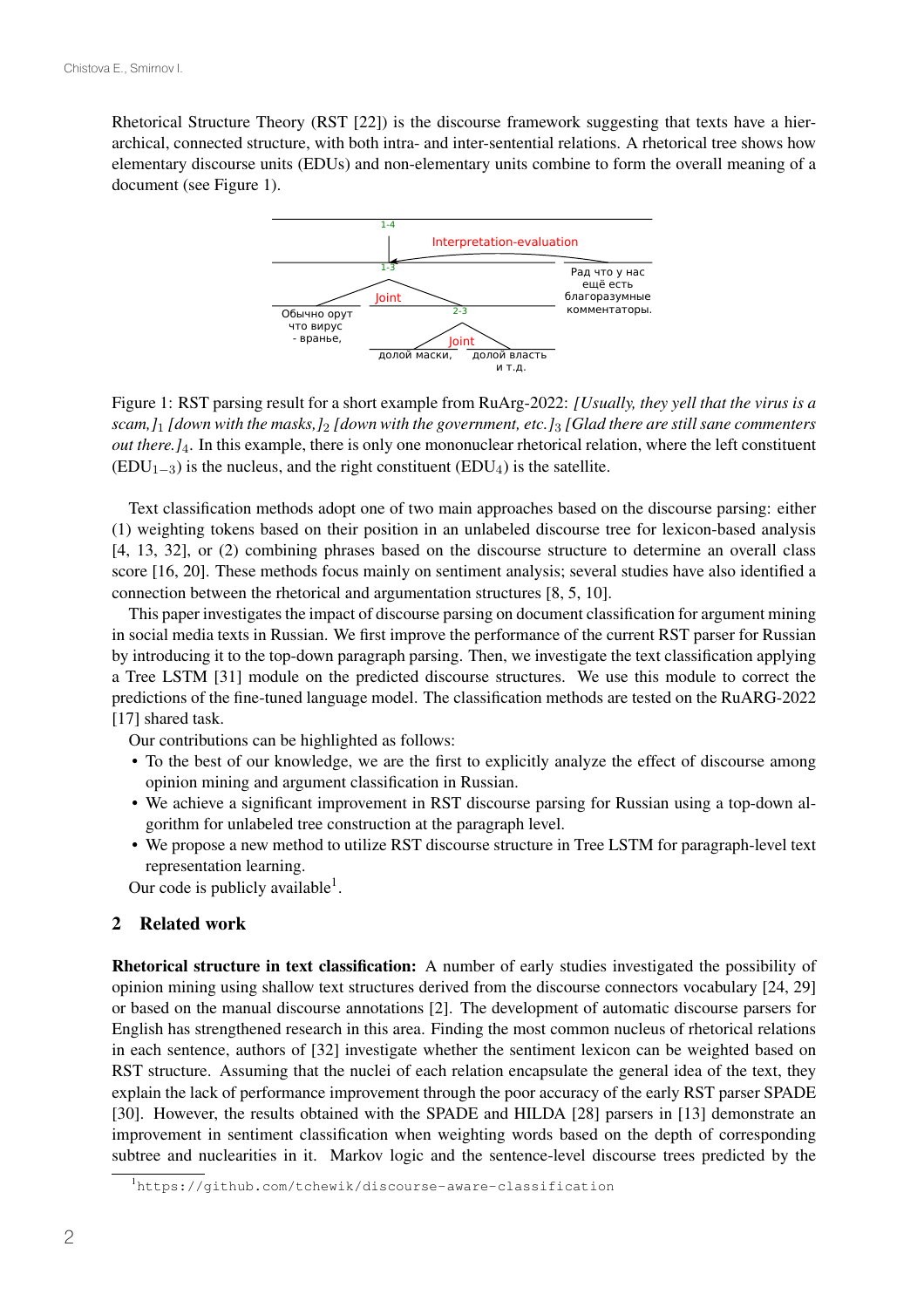Rhetorical Structure Theory (RST [22]) is the discourse framework suggesting that texts have a hierarchical, connected structure, with both intra- and inter-sentential relations. A rhetorical tree shows how elementary discourse units (EDUs) and non-elementary units combine to form the overall meaning of a document (see Figure 1).

Figure 1: RST parsing result for a short example from RuArg-2022: *[Usually, they yell that the virus is a scam,]$_1$ [down with the masks,]$_2$ [down with the government, etc.]$_3$ [Glad there are still sane commenters out there.]$_4$*. In this example, there is only one mononuclear rhetorical relation, where the left constituent ($EDU_{1-3}$) is the nucleus, and the right constituent ($EDU_4$) is the satellite.

Text classification methods adopt one of two main approaches based on the discourse parsing: either (1) weighting tokens based on their position in an unlabeled discourse tree for lexicon-based analysis [4, 13, 32], or (2) combining phrases based on the discourse structure to determine an overall class score [16, 20]. These methods focus mainly on sentiment analysis; several studies have also identified a connection between the rhetorical and argumentation structures [8, 5, 10].

This paper investigates the impact of discourse parsing on document classification for argument mining in social media texts in Russian. We first improve the performance of the current RST parser for Russian by introducing it to the top-down paragraph parsing. Then, we investigate the text classification applying a Tree LSTM [31] module on the predicted discourse structures. We use this module to correct the predictions of the fine-tuned language model. The classification methods are tested on the RuARG-2022 [17] shared task.

Our contributions can be highlighted as follows:

- To the best of our knowledge, we are the first to explicitly analyze the effect of discourse among opinion mining and argument classification in Russian.
- We achieve a significant improvement in RST discourse parsing for Russian using a top-down algorithm for unlabeled tree construction at the paragraph level.
- We propose a new method to utilize RST discourse structure in Tree LSTM for paragraph-level text representation learning.

Our code is publicly available[1].

## 2 Related work

**Rhetorical structure in text classification:** A number of early studies investigated the possibility of opinion mining using shallow text structures derived from the discourse connectors vocabulary [24, 29] or based on the manual discourse annotations [2]. The development of automatic discourse parsers for English has strengthened research in this area. Finding the most common nucleus of rhetorical relations in each sentence, authors of [32] investigate whether the sentiment lexicon can be weighted based on RST structure. Assuming that the nuclei of each relation encapsulate the general idea of the text, they explain the lack of performance improvement through the poor accuracy of the early RST parser SPADE [30]. However, the results obtained with the SPADE and HILDA [28] parsers in [13] demonstrate an improvement in sentiment classification when weighting words based on the depth of corresponding subtree and nuclearities in it. Markov logic and the sentence-level discourse trees predicted by the

[1] https://github.com/tchewik/discourse-aware-classification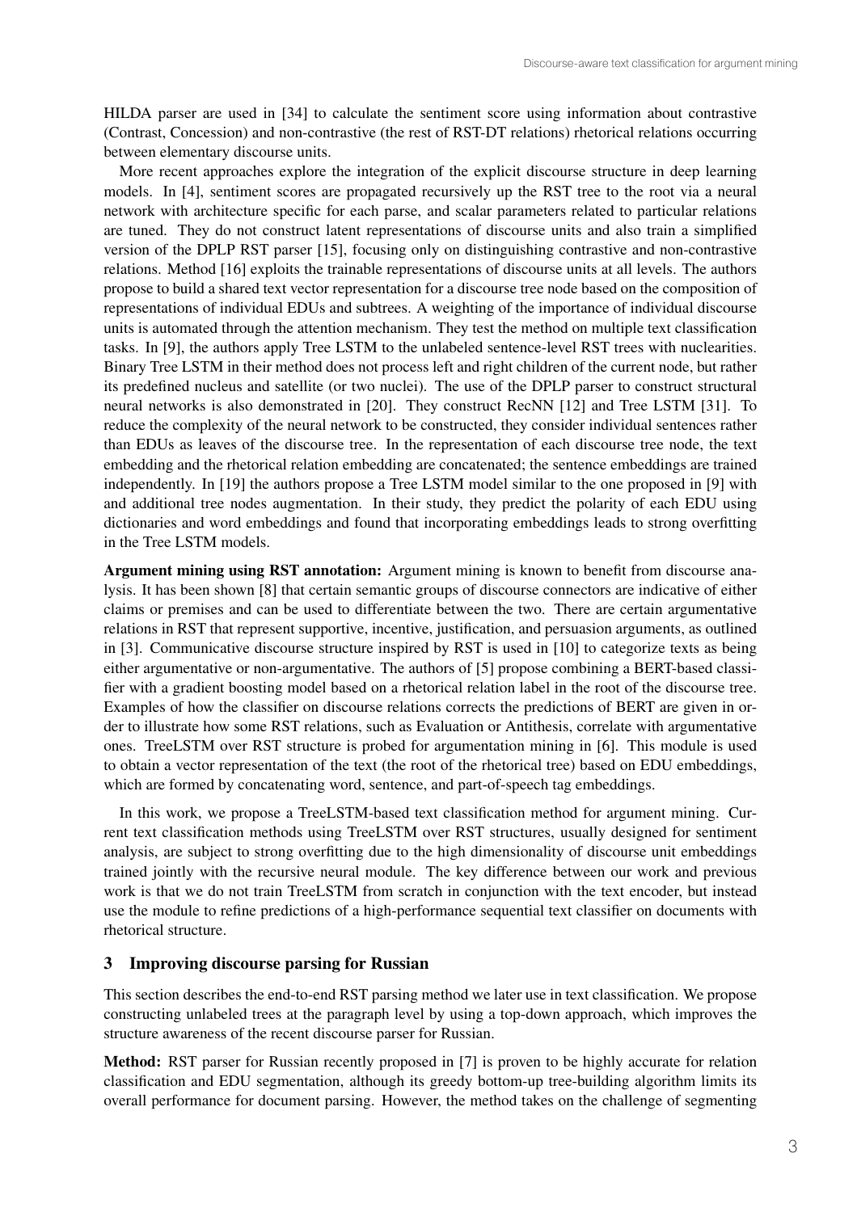HILDA parser are used in [34] to calculate the sentiment score using information about contrastive (Contrast, Concession) and non-contrastive (the rest of RST-DT relations) rhetorical relations occurring between elementary discourse units.

More recent approaches explore the integration of the explicit discourse structure in deep learning models. In [4], sentiment scores are propagated recursively up the RST tree to the root via a neural network with architecture specific for each parse, and scalar parameters related to particular relations are tuned. They do not construct latent representations of discourse units and also train a simplified version of the DPLP RST parser [15], focusing only on distinguishing contrastive and non-contrastive relations. Method [16] exploits the trainable representations of discourse units at all levels. The authors propose to build a shared text vector representation for a discourse tree node based on the composition of representations of individual EDUs and subtrees. A weighting of the importance of individual discourse units is automated through the attention mechanism. They test the method on multiple text classification tasks. In [9], the authors apply Tree LSTM to the unlabeled sentence-level RST trees with nuclearities. Binary Tree LSTM in their method does not process left and right children of the current node, but rather its predefined nucleus and satellite (or two nuclei). The use of the DPLP parser to construct structural neural networks is also demonstrated in [20]. They construct RecNN [12] and Tree LSTM [31]. To reduce the complexity of the neural network to be constructed, they consider individual sentences rather than EDUs as leaves of the discourse tree. In the representation of each discourse tree node, the text embedding and the rhetorical relation embedding are concatenated; the sentence embeddings are trained independently. In [19] the authors propose a Tree LSTM model similar to the one proposed in [9] with and additional tree nodes augmentation. In their study, they predict the polarity of each EDU using dictionaries and word embeddings and found that incorporating embeddings leads to strong overfitting in the Tree LSTM models.

**Argument mining using RST annotation:** Argument mining is known to benefit from discourse analysis. It has been shown [8] that certain semantic groups of discourse connectors are indicative of either claims or premises and can be used to differentiate between the two. There are certain argumentative relations in RST that represent supportive, incentive, justification, and persuasion arguments, as outlined in [3]. Communicative discourse structure inspired by RST is used in [10] to categorize texts as being either argumentative or non-argumentative. The authors of [5] propose combining a BERT-based classifier with a gradient boosting model based on a rhetorical relation label in the root of the discourse tree. Examples of how the classifier on discourse relations corrects the predictions of BERT are given in order to illustrate how some RST relations, such as Evaluation or Antithesis, correlate with argumentative ones. TreeLSTM over RST structure is probed for argumentation mining in [6]. This module is used to obtain a vector representation of the text (the root of the rhetorical tree) based on EDU embeddings, which are formed by concatenating word, sentence, and part-of-speech tag embeddings.

In this work, we propose a TreeLSTM-based text classification method for argument mining. Current text classification methods using TreeLSTM over RST structures, usually designed for sentiment analysis, are subject to strong overfitting due to the high dimensionality of discourse unit embeddings trained jointly with the recursive neural module. The key difference between our work and previous work is that we do not train TreeLSTM from scratch in conjunction with the text encoder, but instead use the module to refine predictions of a high-performance sequential text classifier on documents with rhetorical structure.

## 3 Improving discourse parsing for Russian

This section describes the end-to-end RST parsing method we later use in text classification. We propose constructing unlabeled trees at the paragraph level by using a top-down approach, which improves the structure awareness of the recent discourse parser for Russian.

**Method:** RST parser for Russian recently proposed in [7] is proven to be highly accurate for relation classification and EDU segmentation, although its greedy bottom-up tree-building algorithm limits its overall performance for document parsing. However, the method takes on the challenge of segmenting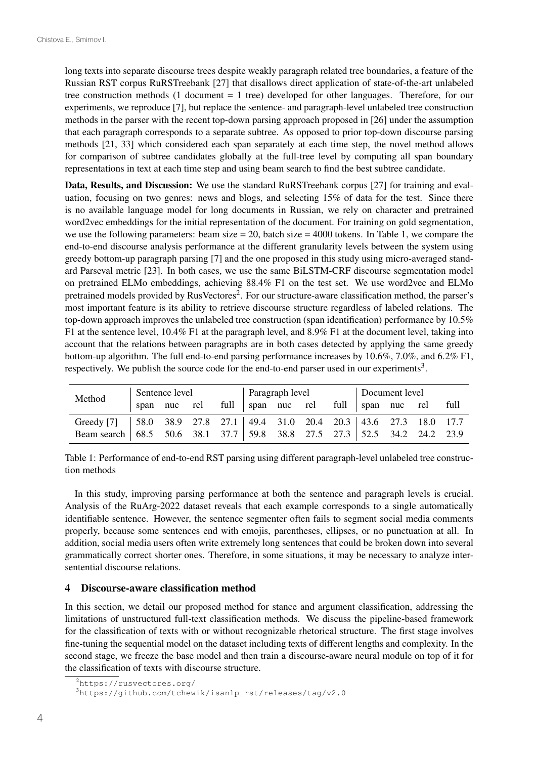long texts into separate discourse trees despite weakly paragraph related tree boundaries, a feature of the Russian RST corpus RuRSTreebank [27] that disallows direct application of state-of-the-art unlabeled tree construction methods (1 document = 1 tree) developed for other languages. Therefore, for our experiments, we reproduce [7], but replace the sentence- and paragraph-level unlabeled tree construction methods in the parser with the recent top-down parsing approach proposed in [26] under the assumption that each paragraph corresponds to a separate subtree. As opposed to prior top-down discourse parsing methods [21, 33] which considered each span separately at each time step, the novel method allows for comparison of subtree candidates globally at the full-tree level by computing all span boundary representations in text at each time step and using beam search to find the best subtree candidate.

**Data, Results, and Discussion:** We use the standard RuRSTreebank corpus [27] for training and evaluation, focusing on two genres: news and blogs, and selecting 15% of data for the test. Since there is no available language model for long documents in Russian, we rely on character and pretrained word2vec embeddings for the initial representation of the document. For training on gold segmentation, we use the following parameters: beam size = 20, batch size = 4000 tokens. In Table 1, we compare the end-to-end discourse analysis performance at the different granularity levels between the system using greedy bottom-up paragraph parsing [7] and the one proposed in this study using micro-averaged standard Parseval metric [23]. In both cases, we use the same BiLSTM-CRF discourse segmentation model on pretrained ELMo embeddings, achieving 88.4% F1 on the test set. We use word2vec and ELMo pretrained models provided by RusVectores[2]. For our structure-aware classification method, the parser's most important feature is its ability to retrieve discourse structure regardless of labeled relations. The top-down approach improves the unlabeled tree construction (span identification) performance by 10.5% F1 at the sentence level, 10.4% F1 at the paragraph level, and 8.9% F1 at the document level, taking into account that the relations between paragraphs are in both cases detected by applying the same greedy bottom-up algorithm. The full end-to-end parsing performance increases by 10.6%, 7.0%, and 6.2% F1, respectively. We publish the source code for the end-to-end parser used in our experiments[3].

| Method | Sentence level | | | | Paragraph level | | | | Document level | | | |
|---|---|---|---|---|---|---|---|---|---|---|---|---|
| | span | nuc | rel | full | span | nuc | rel | full | span | nuc | rel | full |
| Greedy [7] | 58.0 | 38.9 | 27.8 | 27.1 | 49.4 | 31.0 | 20.4 | 20.3 | 43.6 | 27.3 | 18.0 | 17.7 |
| Beam search | 68.5 | 50.6 | 38.1 | 37.7 | 59.8 | 38.8 | 27.5 | 27.3 | 52.5 | 34.2 | 24.2 | 23.9 |

Table 1: Performance of end-to-end RST parsing using different paragraph-level unlabeled tree construction methods

In this study, improving parsing performance at both the sentence and paragraph levels is crucial. Analysis of the RuArg-2022 dataset reveals that each example corresponds to a single automatically identifiable sentence. However, the sentence segmenter often fails to segment social media comments properly, because some sentences end with emojis, parentheses, ellipses, or no punctuation at all. In addition, social media users often write extremely long sentences that could be broken down into several grammatically correct shorter ones. Therefore, in some situations, it may be necessary to analyze intersentential discourse relations.

## 4 Discourse-aware classification method

In this section, we detail our proposed method for stance and argument classification, addressing the limitations of unstructured full-text classification methods. We discuss the pipeline-based framework for the classification of texts with or without recognizable rhetorical structure. The first stage involves fine-tuning the sequential model on the dataset including texts of different lengths and complexity. In the second stage, we freeze the base model and then train a discourse-aware neural module on top of it for the classification of texts with discourse structure.

[2] https://rusvectores.org/

[3] https://github.com/tchewik/isanlp_rst/releases/tag/v2.0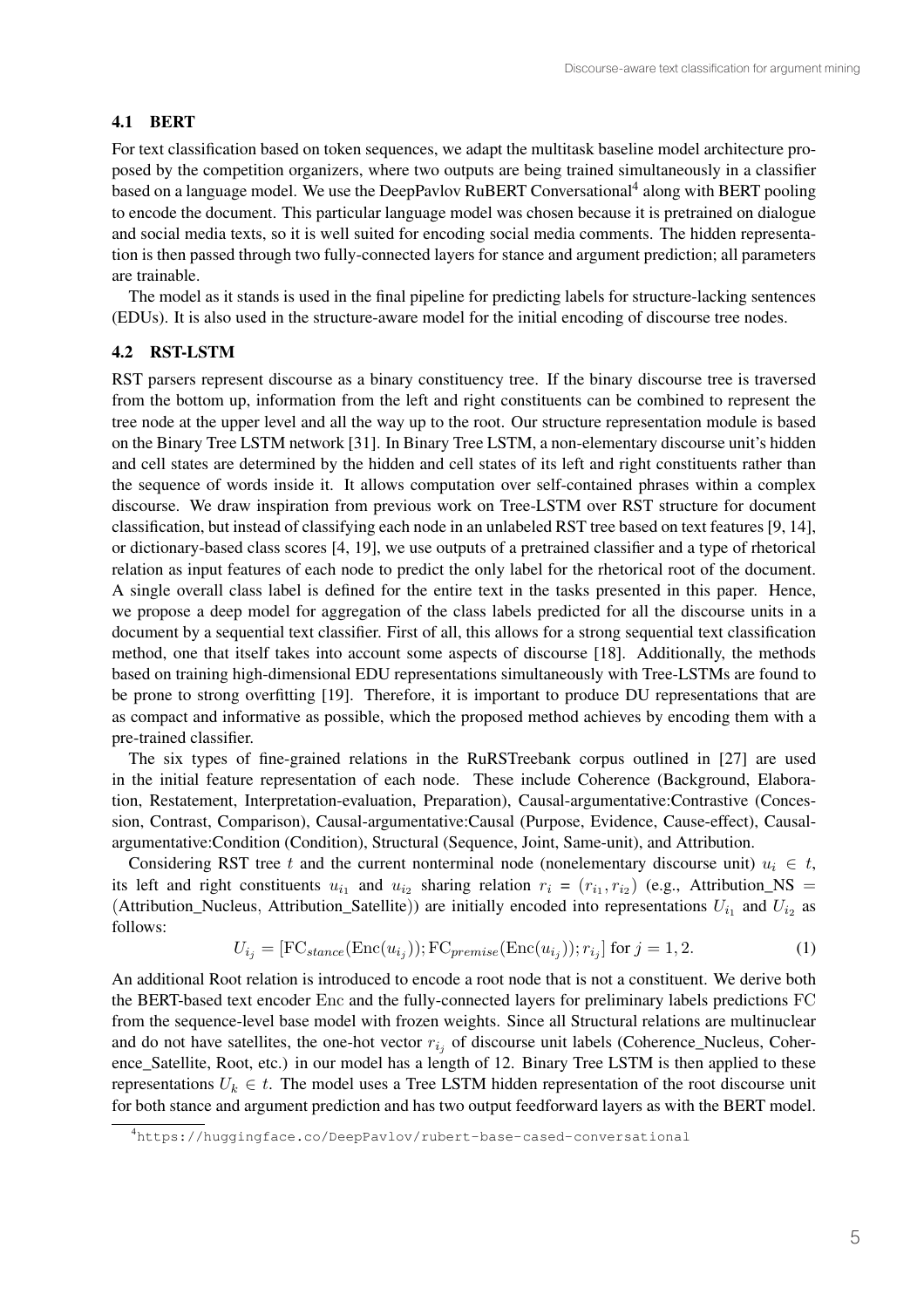### 4.1 BERT

For text classification based on token sequences, we adapt the multitask baseline model architecture proposed by the competition organizers, where two outputs are being trained simultaneously in a classifier based on a language model. We use the DeepPavlov RuBERT Conversational[4] along with BERT pooling to encode the document. This particular language model was chosen because it is pretrained on dialogue and social media texts, so it is well suited for encoding social media comments. The hidden representation is then passed through two fully-connected layers for stance and argument prediction; all parameters are trainable.

The model as it stands is used in the final pipeline for predicting labels for structure-lacking sentences (EDUs). It is also used in the structure-aware model for the initial encoding of discourse tree nodes.

### 4.2 RST-LSTM

RST parsers represent discourse as a binary constituency tree. If the binary discourse tree is traversed from the bottom up, information from the left and right constituents can be combined to represent the tree node at the upper level and all the way up to the root. Our structure representation module is based on the Binary Tree LSTM network [31]. In Binary Tree LSTM, a non-elementary discourse unit's hidden and cell states are determined by the hidden and cell states of its left and right constituents rather than the sequence of words inside it. It allows computation over self-contained phrases within a complex discourse. We draw inspiration from previous work on Tree-LSTM over RST structure for document classification, but instead of classifying each node in an unlabeled RST tree based on text features [9, 14], or dictionary-based class scores [4, 19], we use outputs of a pretrained classifier and a type of rhetorical relation as input features of each node to predict the only label for the rhetorical root of the document. A single overall class label is defined for the entire text in the tasks presented in this paper. Hence, we propose a deep model for aggregation of the class labels predicted for all the discourse units in a document by a sequential text classifier. First of all, this allows for a strong sequential text classification method, one that itself takes into account some aspects of discourse [18]. Additionally, the methods based on training high-dimensional EDU representations simultaneously with Tree-LSTMs are found to be prone to strong overfitting [19]. Therefore, it is important to produce DU representations that are as compact and informative as possible, which the proposed method achieves by encoding them with a pre-trained classifier.

The six types of fine-grained relations in the RuRSTreebank corpus outlined in [27] are used in the initial feature representation of each node. These include Coherence (Background, Elaboration, Restatement, Interpretation-evaluation, Preparation), Causal-argumentative:Contrastive (Concession, Contrast, Comparison), Causal-argumentative:Causal (Purpose, Evidence, Cause-effect), Causal-argumentative:Condition (Condition), Structural (Sequence, Joint, Same-unit), and Attribution.

Considering RST tree $t$ and the current nonterminal node (nonelementary discourse unit) $u_i \in t$, its left and right constituents $u_{i_1}$ and $u_{i_2}$ sharing relation $r_i = (r_{i_1}, r_{i_2})$ (e.g., Attribution_NS = (Attribution_Nucleus, Attribution_Satellite)) are initially encoded into representations $U_{i_1}$ and $U_{i_2}$ as follows:

$$U_{i_j} = [\mathrm{FC}_{stance}(\mathrm{Enc}(u_{i_j})); \mathrm{FC}_{premise}(\mathrm{Enc}(u_{i_j})); r_{i_j}] \text{ for } j = 1, 2. \tag{1}$$

An additional Root relation is introduced to encode a root node that is not a constituent. We derive both the BERT-based text encoder Enc and the fully-connected layers for preliminary labels predictions FC from the sequence-level base model with frozen weights. Since all Structural relations are multinuclear and do not have satellites, the one-hot vector $r_{i_j}$ of discourse unit labels (Coherence_Nucleus, Coherence_Satellite, Root, etc.) in our model has a length of 12. Binary Tree LSTM is then applied to these representations $U_k \in t$. The model uses a Tree LSTM hidden representation of the root discourse unit for both stance and argument prediction and has two output feedforward layers as with the BERT model.

[4] https://huggingface.co/DeepPavlov/rubert-base-cased-conversational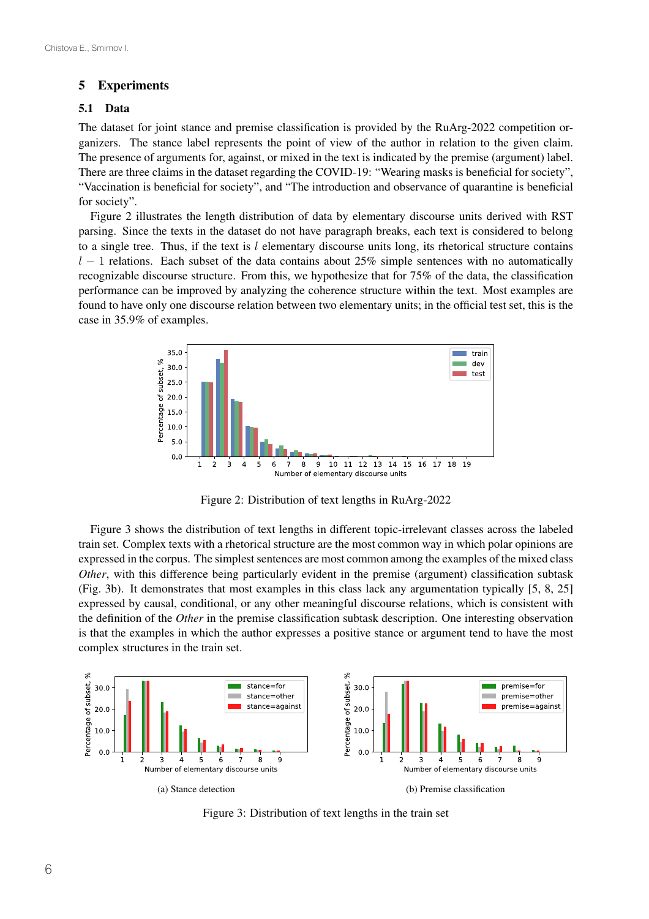## 5 Experiments

### 5.1 Data

The dataset for joint stance and premise classification is provided by the RuArg-2022 competition organizers. The stance label represents the point of view of the author in relation to the given claim. The presence of arguments for, against, or mixed in the text is indicated by the premise (argument) label. There are three claims in the dataset regarding the COVID-19: "Wearing masks is beneficial for society", "Vaccination is beneficial for society", and "The introduction and observance of quarantine is beneficial for society".

Figure 2 illustrates the length distribution of data by elementary discourse units derived with RST parsing. Since the texts in the dataset do not have paragraph breaks, each text is considered to belong to a single tree. Thus, if the text is $l$ elementary discourse units long, its rhetorical structure contains $l - 1$ relations. Each subset of the data contains about 25% simple sentences with no automatically recognizable discourse structure. From this, we hypothesize that for 75% of the data, the classification performance can be improved by analyzing the coherence structure within the text. Most examples are found to have only one discourse relation between two elementary units; in the official test set, this is the case in 35.9% of examples.

Figure 2: Distribution of text lengths in RuArg-2022

Figure 3 shows the distribution of text lengths in different topic-irrelevant classes across the labeled train set. Complex texts with a rhetorical structure are the most common way in which polar opinions are expressed in the corpus. The simplest sentences are most common among the examples of the mixed class *Other*, with this difference being particularly evident in the premise (argument) classification subtask (Fig. 3b). It demonstrates that most examples in this class lack any argumentation typically [5, 8, 25] expressed by causal, conditional, or any other meaningful discourse relations, which is consistent with the definition of the *Other* in the premise classification subtask description. One interesting observation is that the examples in which the author expresses a positive stance or argument tend to have the most complex structures in the train set.

(a) Stance detection

(b) Premise classification

Figure 3: Distribution of text lengths in the train set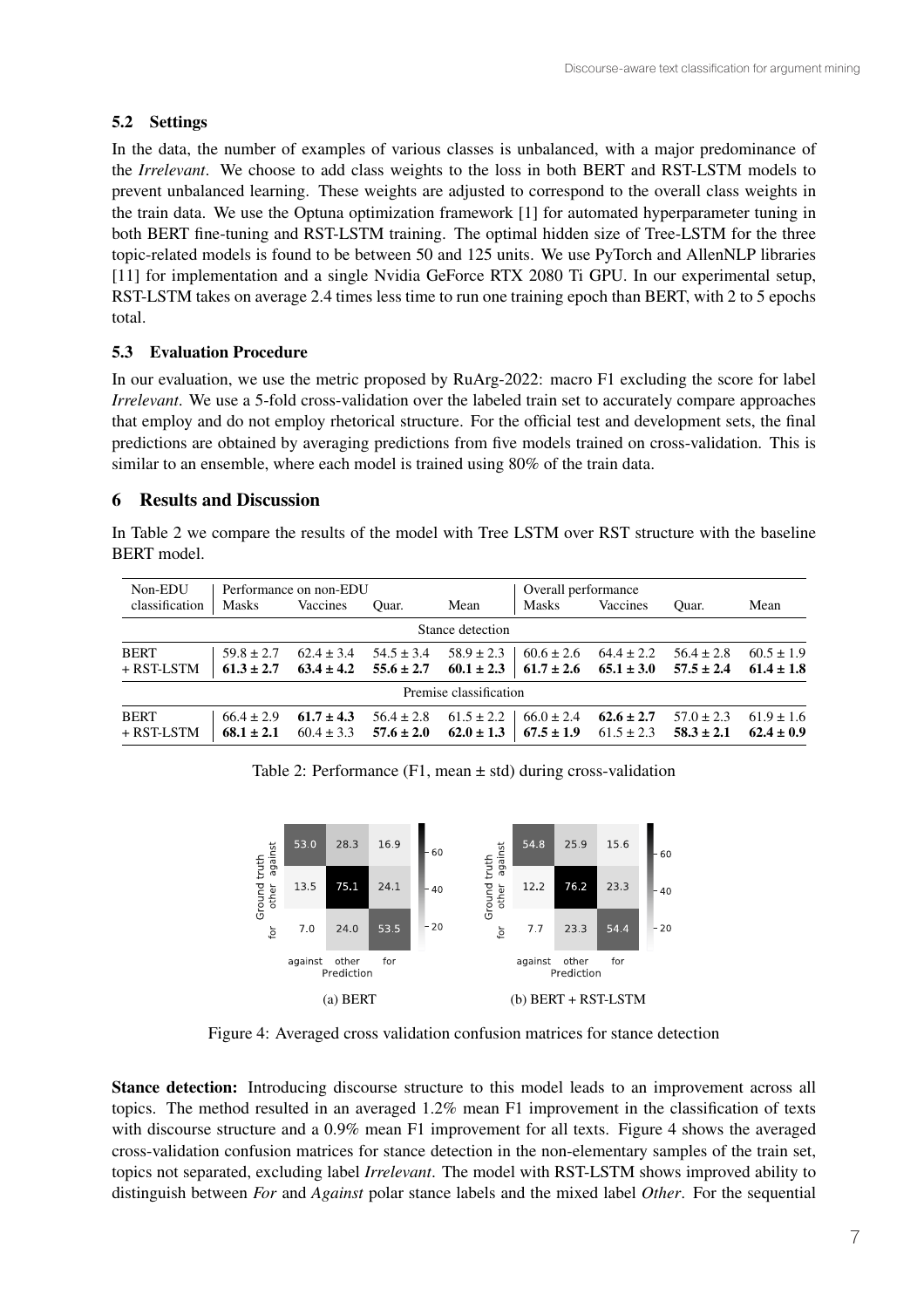### 5.2 Settings

In the data, the number of examples of various classes is unbalanced, with a major predominance of the *Irrelevant*. We choose to add class weights to the loss in both BERT and RST-LSTM models to prevent unbalanced learning. These weights are adjusted to correspond to the overall class weights in the train data. We use the Optuna optimization framework [1] for automated hyperparameter tuning in both BERT fine-tuning and RST-LSTM training. The optimal hidden size of Tree-LSTM for the three topic-related models is found to be between 50 and 125 units. We use PyTorch and AllenNLP libraries [11] for implementation and a single Nvidia GeForce RTX 2080 Ti GPU. In our experimental setup, RST-LSTM takes on average 2.4 times less time to run one training epoch than BERT, with 2 to 5 epochs total.

### 5.3 Evaluation Procedure

In our evaluation, we use the metric proposed by RuArg-2022: macro F1 excluding the score for label *Irrelevant*. We use a 5-fold cross-validation over the labeled train set to accurately compare approaches that employ and do not employ rhetorical structure. For the official test and development sets, the final predictions are obtained by averaging predictions from five models trained on cross-validation. This is similar to an ensemble, where each model is trained using 80% of the train data.

## 6 Results and Discussion

In Table 2 we compare the results of the model with Tree LSTM over RST structure with the baseline BERT model.

| Non-EDU classification | Performance on non-EDU | | | | Overall performance | | | |
|---|---|---|---|---|---|---|---|---|
| | Masks | Vaccines | Quar. | Mean | Masks | Vaccines | Quar. | Mean |
| **Stance detection** | | | | | | | | |
| BERT | 59.8 ± 2.7 | 62.4 ± 3.4 | 54.5 ± 3.4 | 58.9 ± 2.3 | 60.6 ± 2.6 | 64.4 ± 2.2 | 56.4 ± 2.8 | 60.5 ± 1.9 |
| + RST-LSTM | **61.3 ± 2.7** | **63.4 ± 4.2** | **55.6 ± 2.7** | **60.1 ± 2.3** | **61.7 ± 2.6** | **65.1 ± 3.0** | **57.5 ± 2.4** | **61.4 ± 1.8** |
| **Premise classification** | | | | | | | | |
| BERT | 66.4 ± 2.9 | **61.7 ± 4.3** | 56.4 ± 2.8 | 61.5 ± 2.2 | 66.0 ± 2.4 | **62.6 ± 2.7** | 57.0 ± 2.3 | 61.9 ± 1.6 |
| + RST-LSTM | **68.1 ± 2.1** | 60.4 ± 3.3 | **57.6 ± 2.0** | **62.0 ± 1.3** | **67.5 ± 1.9** | 61.5 ± 2.3 | **58.3 ± 2.1** | **62.4 ± 0.9** |

Table 2: Performance (F1, mean ± std) during cross-validation

(a) BERT

| Ground truth \ Prediction | against | other | for |
|---|---|---|---|
| against | 53.0 | 28.3 | 16.9 |
| other | 13.5 | 75.1 | 24.1 |
| for | 7.0 | 24.0 | 53.5 |

(b) BERT + RST-LSTM

| Ground truth \ Prediction | against | other | for |
|---|---|---|---|
| against | 54.8 | 25.9 | 15.6 |
| other | 12.2 | 76.2 | 23.3 |
| for | 7.7 | 23.3 | 54.4 |

Figure 4: Averaged cross validation confusion matrices for stance detection

**Stance detection:** Introducing discourse structure to this model leads to an improvement across all topics. The method resulted in an averaged 1.2% mean F1 improvement in the classification of texts with discourse structure and a 0.9% mean F1 improvement for all texts. Figure 4 shows the averaged cross-validation confusion matrices for stance detection in the non-elementary samples of the train set, topics not separated, excluding label *Irrelevant*. The model with RST-LSTM shows improved ability to distinguish between *For* and *Against* polar stance labels and the mixed label *Other*. For the sequential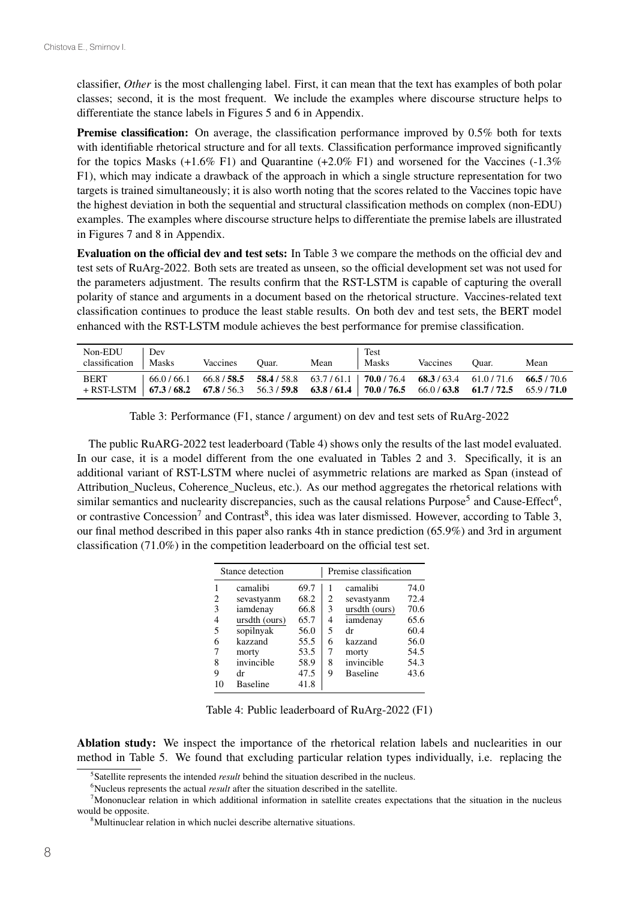classifier, *Other* is the most challenging label. First, it can mean that the text has examples of both polar classes; second, it is the most frequent. We include the examples where discourse structure helps to differentiate the stance labels in Figures 5 and 6 in Appendix.

**Premise classification:** On average, the classification performance improved by 0.5% both for texts with identifiable rhetorical structure and for all texts. Classification performance improved significantly for the topics Masks (+1.6% F1) and Quarantine (+2.0% F1) and worsened for the Vaccines (-1.3% F1), which may indicate a drawback of the approach in which a single structure representation for two targets is trained simultaneously; it is also worth noting that the scores related to the Vaccines topic have the highest deviation in both the sequential and structural classification methods on complex (non-EDU) examples. The examples where discourse structure helps to differentiate the premise labels are illustrated in Figures 7 and 8 in Appendix.

**Evaluation on the official dev and test sets:** In Table 3 we compare the methods on the official dev and test sets of RuArg-2022. Both sets are treated as unseen, so the official development set was not used for the parameters adjustment. The results confirm that the RST-LSTM is capable of capturing the overall polarity of stance and arguments in a document based on the rhetorical structure. Vaccines-related text classification continues to produce the least stable results. On both dev and test sets, the BERT model enhanced with the RST-LSTM module achieves the best performance for premise classification.

| Non-EDU classification | Dev Masks | Vaccines | Quar. | Mean | Test Masks | Vaccines | Quar. | Mean |
|---|---|---|---|---|---|---|---|---|
| BERT | 66.0 / 66.1 | 66.8 / **58.5** | **58.4** / 58.8 | 63.7 / 61.1 | **70.0** / 76.4 | **68.3** / 63.4 | 61.0 / 71.6 | **66.5** / 70.6 |
| + RST-LSTM | **67.3** / **68.2** | **67.8** / 56.3 | 56.3 / **59.8** | **63.8** / **61.4** | **70.0** / **76.5** | 66.0 / **63.8** | **61.7** / **72.5** | 65.9 / **71.0** |

Table 3: Performance (F1, stance / argument) on dev and test sets of RuArg-2022

The public RuARG-2022 test leaderboard (Table 4) shows only the results of the last model evaluated. In our case, it is a model different from the one evaluated in Tables 2 and 3. Specifically, it is an additional variant of RST-LSTM where nuclei of asymmetric relations are marked as Span (instead of Attribution_Nucleus, Coherence_Nucleus, etc.). As our method aggregates the rhetorical relations with similar semantics and nuclearity discrepancies, such as the causal relations Purpose[5] and Cause-Effect[6], or contrastive Concession[7] and Contrast[8], this idea was later dismissed. However, according to Table 3, our final method described in this paper also ranks 4th in stance prediction (65.9%) and 3rd in argument classification (71.0%) in the competition leaderboard on the official test set.

| Stance detection | | | Premise classification | | |
|---|---|---|---|---|---|
| 1 | camalibi | 69.7 | 1 | camalibi | 74.0 |
| 2 | sevastyanm | 68.2 | 2 | sevastyanm | 72.4 |
| 3 | iamdenay | 66.8 | 3 | ursdth (ours) | 70.6 |
| 4 | ursdth (ours) | 65.7 | 4 | iamdenay | 65.6 |
| 5 | sopilnyak | 56.0 | 5 | dr | 60.4 |
| 6 | kazzand | 55.5 | 6 | kazzand | 56.0 |
| 7 | morty | 53.5 | 7 | morty | 54.5 |
| 8 | invincible | 58.9 | 8 | invincible | 54.3 |
| 9 | dr | 47.5 | 9 | Baseline | 43.6 |
| 10 | Baseline | 41.8 | | | |

Table 4: Public leaderboard of RuArg-2022 (F1)

**Ablation study:** We inspect the importance of the rhetorical relation labels and nuclearities in our method in Table 5. We found that excluding particular relation types individually, i.e. replacing the

[5] Satellite represents the intended *result* behind the situation described in the nucleus.

[6] Nucleus represents the actual *result* after the situation described in the satellite.

[7] Mononuclear relation in which additional information in satellite creates expectations that the situation in the nucleus would be opposite.

[8] Multinuclear relation in which nuclei describe alternative situations.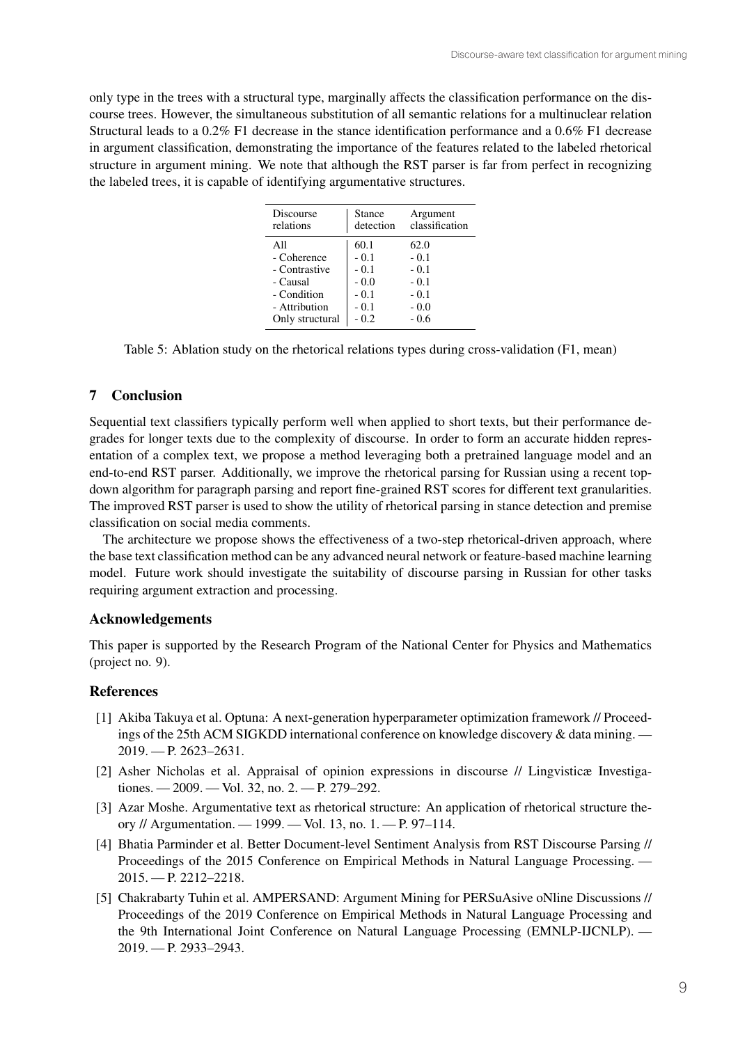only type in the trees with a structural type, marginally affects the classification performance on the discourse trees. However, the simultaneous substitution of all semantic relations for a multinuclear relation Structural leads to a 0.2% F1 decrease in the stance identification performance and a 0.6% F1 decrease in argument classification, demonstrating the importance of the features related to the labeled rhetorical structure in argument mining. We note that although the RST parser is far from perfect in recognizing the labeled trees, it is capable of identifying argumentative structures.

| Discourse relations | Stance detection | Argument classification |
|---|---|---|
| All | 60.1 | 62.0 |
| - Coherence | - 0.1 | - 0.1 |
| - Contrastive | - 0.1 | - 0.1 |
| - Causal | - 0.0 | - 0.1 |
| - Condition | - 0.1 | - 0.1 |
| - Attribution | - 0.1 | - 0.0 |
| Only structural | - 0.2 | - 0.6 |

Table 5: Ablation study on the rhetorical relations types during cross-validation (F1, mean)

## 7 Conclusion

Sequential text classifiers typically perform well when applied to short texts, but their performance degrades for longer texts due to the complexity of discourse. In order to form an accurate hidden representation of a complex text, we propose a method leveraging both a pretrained language model and an end-to-end RST parser. Additionally, we improve the rhetorical parsing for Russian using a recent top-down algorithm for paragraph parsing and report fine-grained RST scores for different text granularities. The improved RST parser is used to show the utility of rhetorical parsing in stance detection and premise classification on social media comments.

The architecture we propose shows the effectiveness of a two-step rhetorical-driven approach, where the base text classification method can be any advanced neural network or feature-based machine learning model. Future work should investigate the suitability of discourse parsing in Russian for other tasks requiring argument extraction and processing.

### Acknowledgements

This paper is supported by the Research Program of the National Center for Physics and Mathematics (project no. 9).

### References

[1] Akiba Takuya et al. Optuna: A next-generation hyperparameter optimization framework // Proceedings of the 25th ACM SIGKDD international conference on knowledge discovery & data mining. — 2019. — P. 2623–2631.

[2] Asher Nicholas et al. Appraisal of opinion expressions in discourse // Lingvisticæ Investigationes. — 2009. — Vol. 32, no. 2. — P. 279–292.

[3] Azar Moshe. Argumentative text as rhetorical structure: An application of rhetorical structure theory // Argumentation. — 1999. — Vol. 13, no. 1. — P. 97–114.

[4] Bhatia Parminder et al. Better Document-level Sentiment Analysis from RST Discourse Parsing // Proceedings of the 2015 Conference on Empirical Methods in Natural Language Processing. — 2015. — P. 2212–2218.

[5] Chakrabarty Tuhin et al. AMPERSAND: Argument Mining for PERSuAsive oNline Discussions // Proceedings of the 2019 Conference on Empirical Methods in Natural Language Processing and the 9th International Joint Conference on Natural Language Processing (EMNLP-IJCNLP). — 2019. — P. 2933–2943.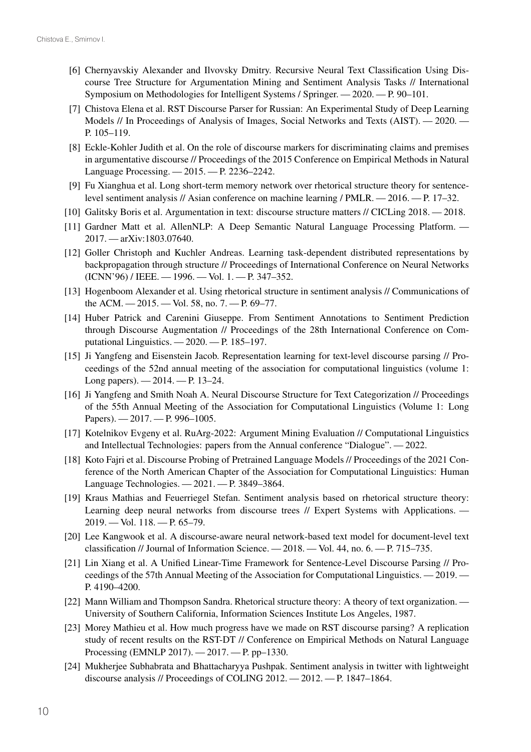[6] Chernyavskiy Alexander and Ilvovsky Dmitry. Recursive Neural Text Classification Using Discourse Tree Structure for Argumentation Mining and Sentiment Analysis Tasks // International Symposium on Methodologies for Intelligent Systems / Springer. — 2020. — P. 90–101.

[7] Chistova Elena et al. RST Discourse Parser for Russian: An Experimental Study of Deep Learning Models // In Proceedings of Analysis of Images, Social Networks and Texts (AIST). — 2020. — P. 105–119.

[8] Eckle-Kohler Judith et al. On the role of discourse markers for discriminating claims and premises in argumentative discourse // Proceedings of the 2015 Conference on Empirical Methods in Natural Language Processing. — 2015. — P. 2236–2242.

[9] Fu Xianghua et al. Long short-term memory network over rhetorical structure theory for sentence-level sentiment analysis // Asian conference on machine learning / PMLR. — 2016. — P. 17–32.

[10] Galitsky Boris et al. Argumentation in text: discourse structure matters // CICLing 2018. — 2018.

[11] Gardner Matt et al. AllenNLP: A Deep Semantic Natural Language Processing Platform. — 2017. — arXiv:1803.07640.

[12] Goller Christoph and Kuchler Andreas. Learning task-dependent distributed representations by backpropagation through structure // Proceedings of International Conference on Neural Networks (ICNN'96) / IEEE. — 1996. — Vol. 1. — P. 347–352.

[13] Hogenboom Alexander et al. Using rhetorical structure in sentiment analysis // Communications of the ACM. — 2015. — Vol. 58, no. 7. — P. 69–77.

[14] Huber Patrick and Carenini Giuseppe. From Sentiment Annotations to Sentiment Prediction through Discourse Augmentation // Proceedings of the 28th International Conference on Computational Linguistics. — 2020. — P. 185–197.

[15] Ji Yangfeng and Eisenstein Jacob. Representation learning for text-level discourse parsing // Proceedings of the 52nd annual meeting of the association for computational linguistics (volume 1: Long papers). — 2014. — P. 13–24.

[16] Ji Yangfeng and Smith Noah A. Neural Discourse Structure for Text Categorization // Proceedings of the 55th Annual Meeting of the Association for Computational Linguistics (Volume 1: Long Papers). — 2017. — P. 996–1005.

[17] Kotelnikov Evgeny et al. RuArg-2022: Argument Mining Evaluation // Computational Linguistics and Intellectual Technologies: papers from the Annual conference "Dialogue". — 2022.

[18] Koto Fajri et al. Discourse Probing of Pretrained Language Models // Proceedings of the 2021 Conference of the North American Chapter of the Association for Computational Linguistics: Human Language Technologies. — 2021. — P. 3849–3864.

[19] Kraus Mathias and Feuerriegel Stefan. Sentiment analysis based on rhetorical structure theory: Learning deep neural networks from discourse trees // Expert Systems with Applications. — 2019. — Vol. 118. — P. 65–79.

[20] Lee Kangwook et al. A discourse-aware neural network-based text model for document-level text classification // Journal of Information Science. — 2018. — Vol. 44, no. 6. — P. 715–735.

[21] Lin Xiang et al. A Unified Linear-Time Framework for Sentence-Level Discourse Parsing // Proceedings of the 57th Annual Meeting of the Association for Computational Linguistics. — 2019. — P. 4190–4200.

[22] Mann William and Thompson Sandra. Rhetorical structure theory: A theory of text organization. — University of Southern California, Information Sciences Institute Los Angeles, 1987.

[23] Morey Mathieu et al. How much progress have we made on RST discourse parsing? A replication study of recent results on the RST-DT // Conference on Empirical Methods on Natural Language Processing (EMNLP 2017). — 2017. — P. pp–1330.

[24] Mukherjee Subhabrata and Bhattacharyya Pushpak. Sentiment analysis in twitter with lightweight discourse analysis // Proceedings of COLING 2012. — 2012. — P. 1847–1864.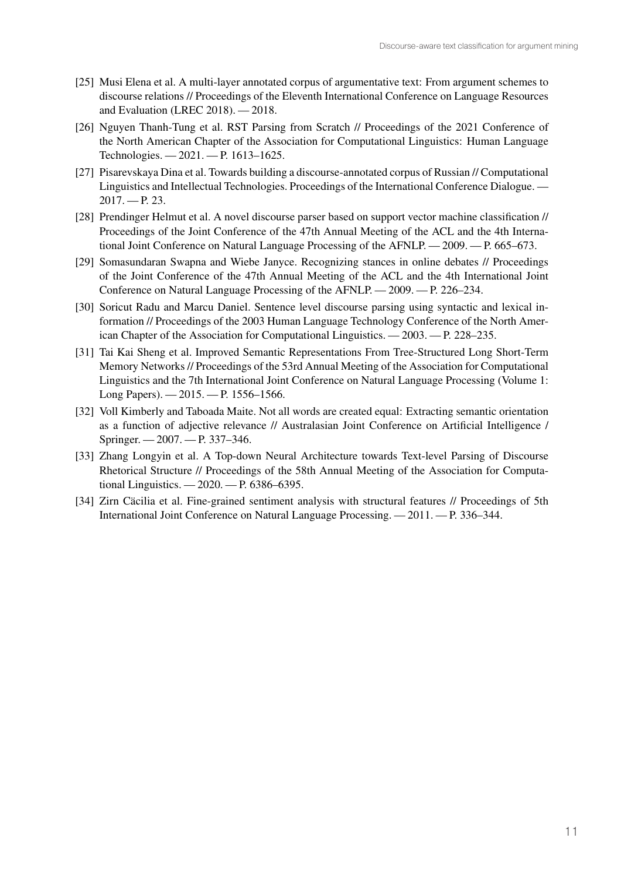[25] Musi Elena et al. A multi-layer annotated corpus of argumentative text: From argument schemes to discourse relations // Proceedings of the Eleventh International Conference on Language Resources and Evaluation (LREC 2018). — 2018.

[26] Nguyen Thanh-Tung et al. RST Parsing from Scratch // Proceedings of the 2021 Conference of the North American Chapter of the Association for Computational Linguistics: Human Language Technologies. — 2021. — P. 1613–1625.

[27] Pisarevskaya Dina et al. Towards building a discourse-annotated corpus of Russian // Computational Linguistics and Intellectual Technologies. Proceedings of the International Conference Dialogue. — 2017. — P. 23.

[28] Prendinger Helmut et al. A novel discourse parser based on support vector machine classification // Proceedings of the Joint Conference of the 47th Annual Meeting of the ACL and the 4th International Joint Conference on Natural Language Processing of the AFNLP. — 2009. — P. 665–673.

[29] Somasundaran Swapna and Wiebe Janyce. Recognizing stances in online debates // Proceedings of the Joint Conference of the 47th Annual Meeting of the ACL and the 4th International Joint Conference on Natural Language Processing of the AFNLP. — 2009. — P. 226–234.

[30] Soricut Radu and Marcu Daniel. Sentence level discourse parsing using syntactic and lexical information // Proceedings of the 2003 Human Language Technology Conference of the North American Chapter of the Association for Computational Linguistics. — 2003. — P. 228–235.

[31] Tai Kai Sheng et al. Improved Semantic Representations From Tree-Structured Long Short-Term Memory Networks // Proceedings of the 53rd Annual Meeting of the Association for Computational Linguistics and the 7th International Joint Conference on Natural Language Processing (Volume 1: Long Papers). — 2015. — P. 1556–1566.

[32] Voll Kimberly and Taboada Maite. Not all words are created equal: Extracting semantic orientation as a function of adjective relevance // Australasian Joint Conference on Artificial Intelligence / Springer. — 2007. — P. 337–346.

[33] Zhang Longyin et al. A Top-down Neural Architecture towards Text-level Parsing of Discourse Rhetorical Structure // Proceedings of the 58th Annual Meeting of the Association for Computational Linguistics. — 2020. — P. 6386–6395.

[34] Zirn Cäcilia et al. Fine-grained sentiment analysis with structural features // Proceedings of 5th International Joint Conference on Natural Language Processing. — 2011. — P. 336–344.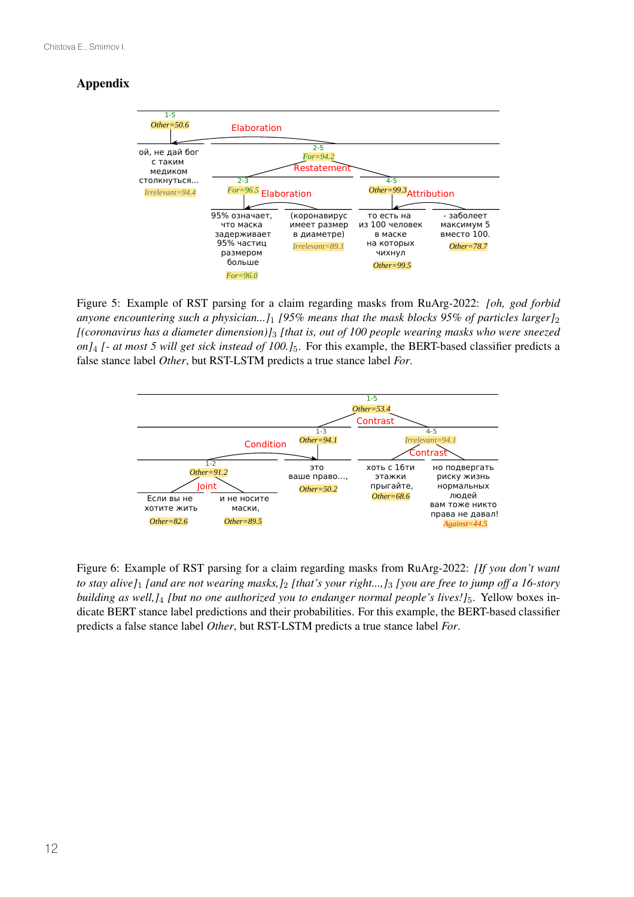## Appendix

Figure 5: Example of RST parsing for a claim regarding masks from RuArg-2022: *[oh, god forbid anyone encountering such a physician...]$_1$ [95% means that the mask blocks 95% of particles larger]$_2$ [(coronavirus has a diameter dimension)]$_3$ [that is, out of 100 people wearing masks who were sneezed on]$_4$ [- at most 5 will get sick instead of 100.]$_5$*. For this example, the BERT-based classifier predicts a false stance label *Other*, but RST-LSTM predicts a true stance label *For*.

Figure 6: Example of RST parsing for a claim regarding masks from RuArg-2022: *[If you don't want to stay alive]$_1$ [and are not wearing masks,]$_2$ [that's your right...,]$_3$ [you are free to jump off a 16-story building as well,]$_4$ [but no one authorized you to endanger normal people's lives!]$_5$*. Yellow boxes indicate BERT stance label predictions and their probabilities. For this example, the BERT-based classifier predicts a false stance label *Other*, but RST-LSTM predicts a true stance label *For*.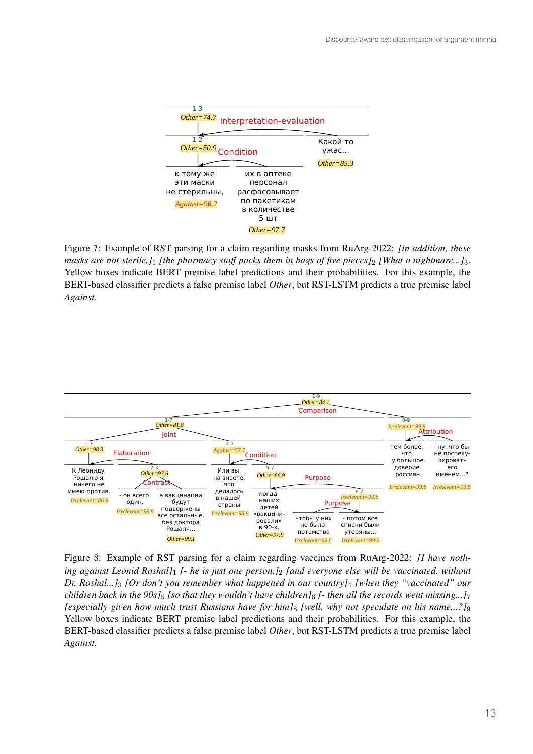1-3

Other=74.7

Interpretation-evaluation

1-2

Other=50.9

Condition

Какой то ужас...

Other=85.3

к тому же эти маски не стерильны,

Against=96.2

их в аптеке персонал расфасовывает по пакетикам в количестве 5 шт

Other=97.7

Figure 7: Example of RST parsing for a claim regarding masks from RuArg-2022: *[in addition, these masks are not sterile,]$_1$ [the pharmacy staff packs them in bags of five pieces]$_2$ [What a nightmare...]$_3$.* Yellow boxes indicate BERT premise label predictions and their probabilities. For this example, the BERT-based classifier predicts a false premise label *Other*, but RST-LSTM predicts a true premise label *Against*.

1-9

Other=84.1

Comparison

1-7

Other=81.8

Joint

8-9

Irrelevant=99.8

Attribution

1-3

Other=98.3

Elaboration

4-7

Against=57.7

Condition

тем более, что у большое доверие россиян

Irrelevant=99.8

- ну, что бы не поспекулировать его именем...?

Irrelevant=99.8

К Леониду Рошалю я ничего не имею против,

Irrelevant=86.8

2-3

Other=97.6

Contrast

- он всего один,

Irrelevant=99.9

а вакцинации будут подвержены все остальные, без доктора Рошаля...

Other=99.1

Или вы на знаете, что делалось в нашей страны

Irrelevant=98.8

5-7

Other=66.9

Purpose

когда наших детей «вакцинировали» в 90-х,

Other=97.9

6-7

Irrelevant=99.8

Purpose

чтобы у них не было потомства

Irrelevant=99.6

- потом все списки были утеряны...

Irrelevant=99.9

Figure 8: Example of RST parsing for a claim regarding vaccines from RuArg-2022: *[I have nothing against Leonid Roshal]$_1$ [- he is just one person,]$_2$ [and everyone else will be vaccinated, without Dr. Roshal...]$_3$ [Or don't you remember what happened in our country]$_4$ [when they "vaccinated" our children back in the 90s]$_5$ [so that they wouldn't have children]$_6$ [- then all the records went missing...]$_7$ [especially given how much trust Russians have for him]$_8$ [well, why not speculate on his name...?]$_9$* Yellow boxes indicate BERT premise label predictions and their probabilities. For this example, the BERT-based classifier predicts a false premise label *Other*, but RST-LSTM predicts a true premise label *Against*.